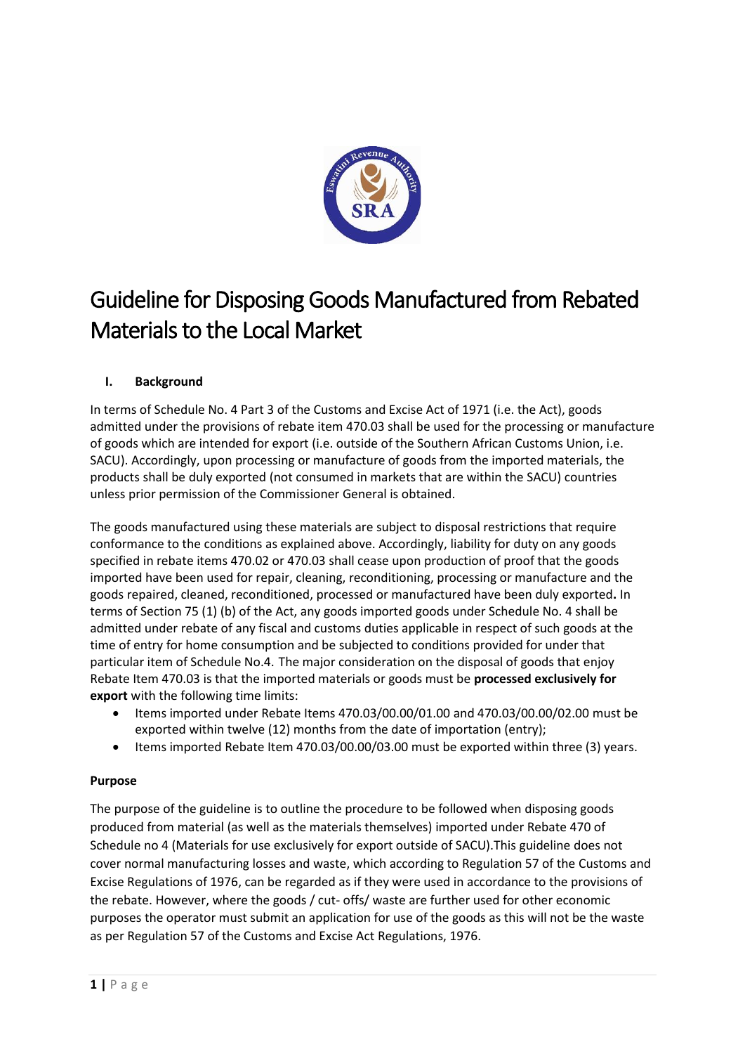# Guideline for Disposing Goods Manufactured from Rebated Materials to the Local Market

## I. Background

In terms of Schedule No. 4 Part 3 of the Customs and Excise Act of 1971 (i.e. the Act), goods admitted under the provisions of rebate item 470.03 shall be used for the processing or manufacture of goods which are intended for export (i.e. outside of the Southern African Customs Union, i.e. SACU). Accordingly, upon processing or manufacture of goods from the imported materials, the products shall be duly exported (not consumed in markets that are within the SACU) countries unless prior permission of the Commissioner General is obtained.

The goods manufactured using these materials are subject to disposal restrictions that require conformance to the conditions as explained above. Accordingly, liability for duty on any goods specified in rebate items 470.02 or 470.03 shall cease upon production of proof that the goods imported have been used for repair, cleaning, reconditioning, processing or manufacture and the goods repaired, cleaned, reconditioned, processed or manufactured have been duly exported**.** In terms of Section 75 (1) (b) of the Act, any goods imported goods under Schedule No. 4 shall be admitted under rebate of any fiscal and customs duties applicable in respect of such goods at the time of entry for home consumption and be subjected to conditions provided for under that particular item of Schedule No.4. The major consideration on the disposal of goods that enjoy Rebate Item 470.03 is that the imported materials or goods must be **processed exclusively for export** with the following time limits:

- Items imported under Rebate Items 470.03/00.00/01.00 and 470.03/00.00/02.00 must be exported within twelve (12) months from the date of importation (entry);
- Items imported Rebate Item 470.03/00.00/03.00 must be exported within three (3) years.

**Purpose**

The purpose of the guideline is to outline the procedure to be followed when disposing goods produced from material (as well as the materials themselves) imported under Rebate 470 of Schedule no 4 (Materials for use exclusively for export outside of SACU).This guideline does not cover normal manufacturing losses and waste, which according to Regulation 57 of the Customs and Excise Regulations of 1976, can be regarded as if they were used in accordance to the provisions of the rebate. However, where the goods / cut- offs/ waste are further used for other economic purposes the operator must submit an application for use of the goods as this will not be the waste as per Regulation 57 of the Customs and Excise Act Regulations, 1976.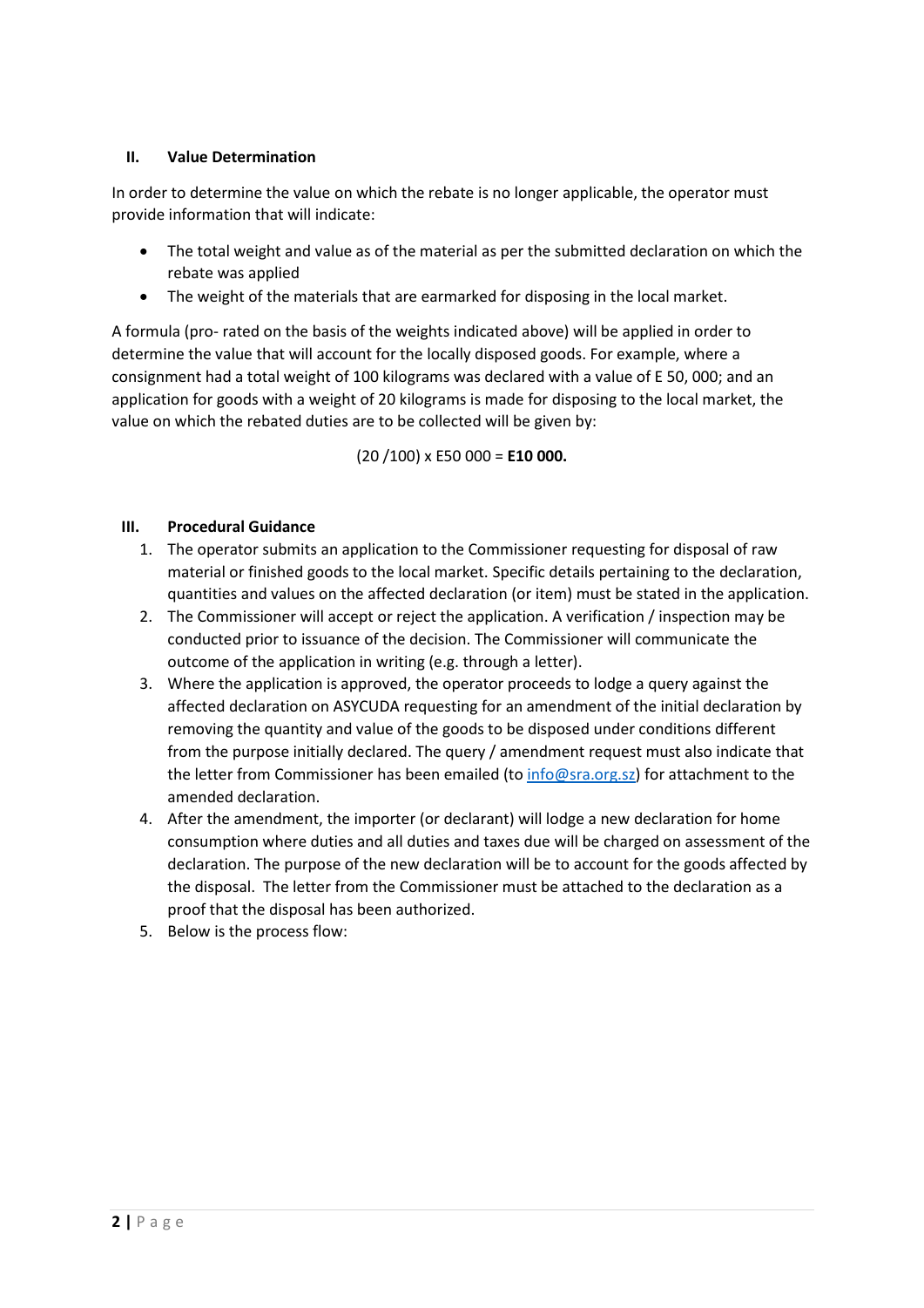## II. Value Determination

In order to determine the value on which the rebate is no longer applicable, the operator must provide information that will indicate:

- The total weight and value as of the material as per the submitted declaration on which the rebate was applied
- The weight of the materials that are earmarked for disposing in the local market.

A formula (pro- rated on the basis of the weights indicated above) will be applied in order to determine the value that will account for the locally disposed goods. For example, where a consignment had a total weight of 100 kilograms was declared with a value of E 50, 000; and an application for goods with a weight of 20 kilograms is made for disposing to the local market, the value on which the rebated duties are to be collected will be given by:

(20 /100) x E50 000 = **E10 000.**

## III. Procedural Guidance

1. The operator submits an application to the Commissioner requesting for disposal of raw material or finished goods to the local market. Specific details pertaining to the declaration, quantities and values on the affected declaration (or item) must be stated in the application.
2. The Commissioner will accept or reject the application. A verification / inspection may be conducted prior to issuance of the decision. The Commissioner will communicate the outcome of the application in writing (e.g. through a letter).
3. Where the application is approved, the operator proceeds to lodge a query against the affected declaration on ASYCUDA requesting for an amendment of the initial declaration by removing the quantity and value of the goods to be disposed under conditions different from the purpose initially declared. The query / amendment request must also indicate that the letter from Commissioner has been emailed (to info@sra.org.sz) for attachment to the amended declaration.
4. After the amendment, the importer (or declarant) will lodge a new declaration for home consumption where duties and all duties and taxes due will be charged on assessment of the declaration. The purpose of the new declaration will be to account for the goods affected by the disposal. The letter from the Commissioner must be attached to the declaration as a proof that the disposal has been authorized.
5. Below is the process flow: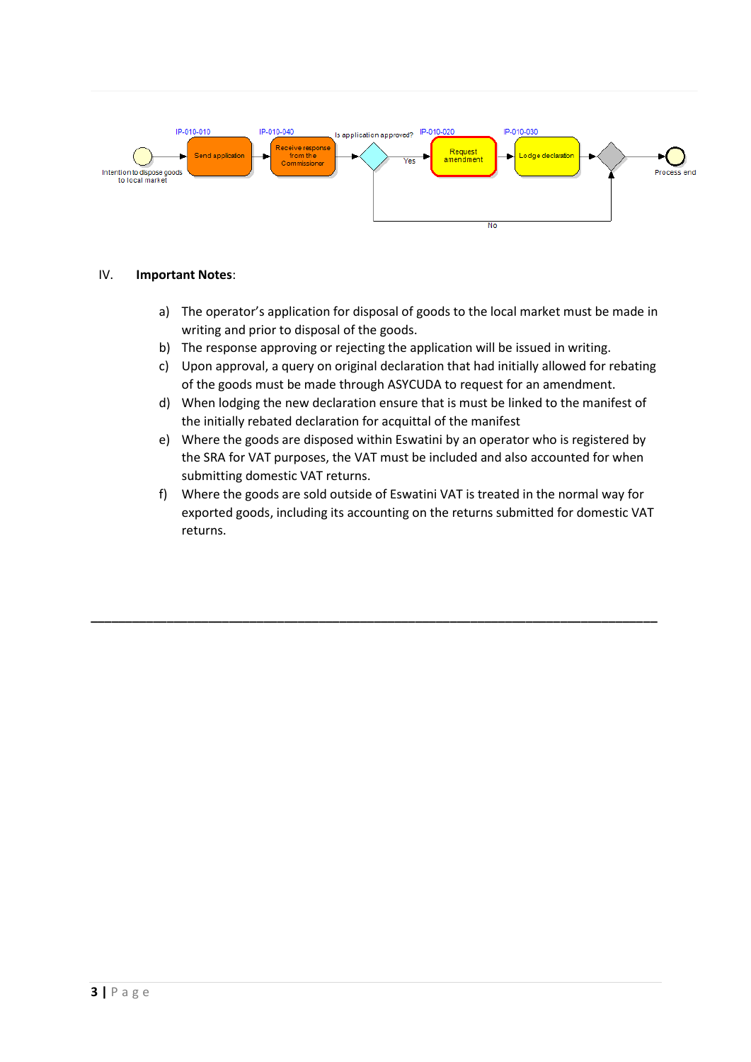IP-010-010

IP-010-040

Is application approved?

IP-010-020

IP-010-030

Intention to dispose goods to local market

Send application

Receive response from the Commissioner

Yes

Request amendment

Lodge declaration

Process end

No

## IV. **Important Notes**:

a) The operator's application for disposal of goods to the local market must be made in writing and prior to disposal of the goods.

b) The response approving or rejecting the application will be issued in writing.

c) Upon approval, a query on original declaration that had initially allowed for rebating of the goods must be made through ASYCUDA to request for an amendment.

d) When lodging the new declaration ensure that is must be linked to the manifest of the initially rebated declaration for acquittal of the manifest

e) Where the goods are disposed within Eswatini by an operator who is registered by the SRA for VAT purposes, the VAT must be included and also accounted for when submitting domestic VAT returns.

f) Where the goods are sold outside of Eswatini VAT is treated in the normal way for exported goods, including its accounting on the returns submitted for domestic VAT returns.